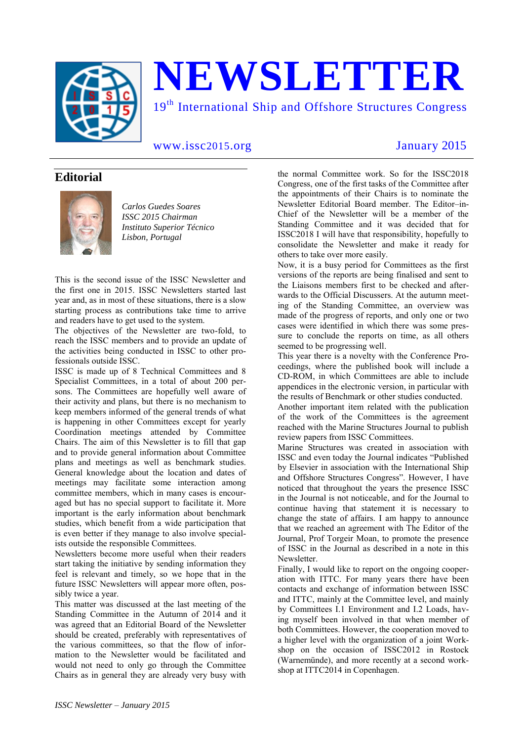# NEWSLETTER

19th International Ship and Offshore Structures Congress

www.issc2015.org

January 2015

## Editorial

*Carlos Guedes Soares*
*ISSC 2015 Chairman*
*Instituto Superior Técnico*
*Lisbon, Portugal*

This is the second issue of the ISSC Newsletter and the first one in 2015. ISSC Newsletters started last year and, as in most of these situations, there is a slow starting process as contributions take time to arrive and readers have to get used to the system.

The objectives of the Newsletter are two-fold, to reach the ISSC members and to provide an update of the activities being conducted in ISSC to other professionals outside ISSC.

ISSC is made up of 8 Technical Committees and 8 Specialist Committees, in a total of about 200 persons. The Committees are hopefully well aware of their activity and plans, but there is no mechanism to keep members informed of the general trends of what is happening in other Committees except for yearly Coordination meetings attended by Committee Chairs. The aim of this Newsletter is to fill that gap and to provide general information about Committee plans and meetings as well as benchmark studies. General knowledge about the location and dates of meetings may facilitate some interaction among committee members, which in many cases is encouraged but has no special support to facilitate it. More important is the early information about benchmark studies, which benefit from a wide participation that is even better if they manage to also involve specialists outside the responsible Committees.

Newsletters become more useful when their readers start taking the initiative by sending information they feel is relevant and timely, so we hope that in the future ISSC Newsletters will appear more often, possibly twice a year.

This matter was discussed at the last meeting of the Standing Committee in the Autumn of 2014 and it was agreed that an Editorial Board of the Newsletter should be created, preferably with representatives of the various committees, so that the flow of information to the Newsletter would be facilitated and would not need to only go through the Committee Chairs as in general they are already very busy with the normal Committee work. So for the ISSC2018 Congress, one of the first tasks of the Committee after the appointments of their Chairs is to nominate the Newsletter Editorial Board member. The Editor–in-Chief of the Newsletter will be a member of the Standing Committee and it was decided that for ISSC2018 I will have that responsibility, hopefully to consolidate the Newsletter and make it ready for others to take over more easily.

Now, it is a busy period for Committees as the first versions of the reports are being finalised and sent to the Liaisons members first to be checked and afterwards to the Official Discussers. At the autumn meeting of the Standing Committee, an overview was made of the progress of reports, and only one or two cases were identified in which there was some pressure to conclude the reports on time, as all others seemed to be progressing well.

This year there is a novelty with the Conference Proceedings, where the published book will include a CD-ROM, in which Committees are able to include appendices in the electronic version, in particular with the results of Benchmark or other studies conducted.

Another important item related with the publication of the work of the Committees is the agreement reached with the Marine Structures Journal to publish review papers from ISSC Committees.

Marine Structures was created in association with ISSC and even today the Journal indicates "Published by Elsevier in association with the International Ship and Offshore Structures Congress". However, I have noticed that throughout the years the presence ISSC in the Journal is not noticeable, and for the Journal to continue having that statement it is necessary to change the state of affairs. I am happy to announce that we reached an agreement with The Editor of the Journal, Prof Torgeir Moan, to promote the presence of ISSC in the Journal as described in a note in this Newsletter.

Finally, I would like to report on the ongoing cooperation with ITTC. For many years there have been contacts and exchange of information between ISSC and ITTC, mainly at the Committee level, and mainly by Committees I.1 Environment and I.2 Loads, having myself been involved in that when member of both Committees. However, the cooperation moved to a higher level with the organization of a joint Workshop on the occasion of ISSC2012 in Rostock (Warnemünde), and more recently at a second workshop at ITTC2014 in Copenhagen.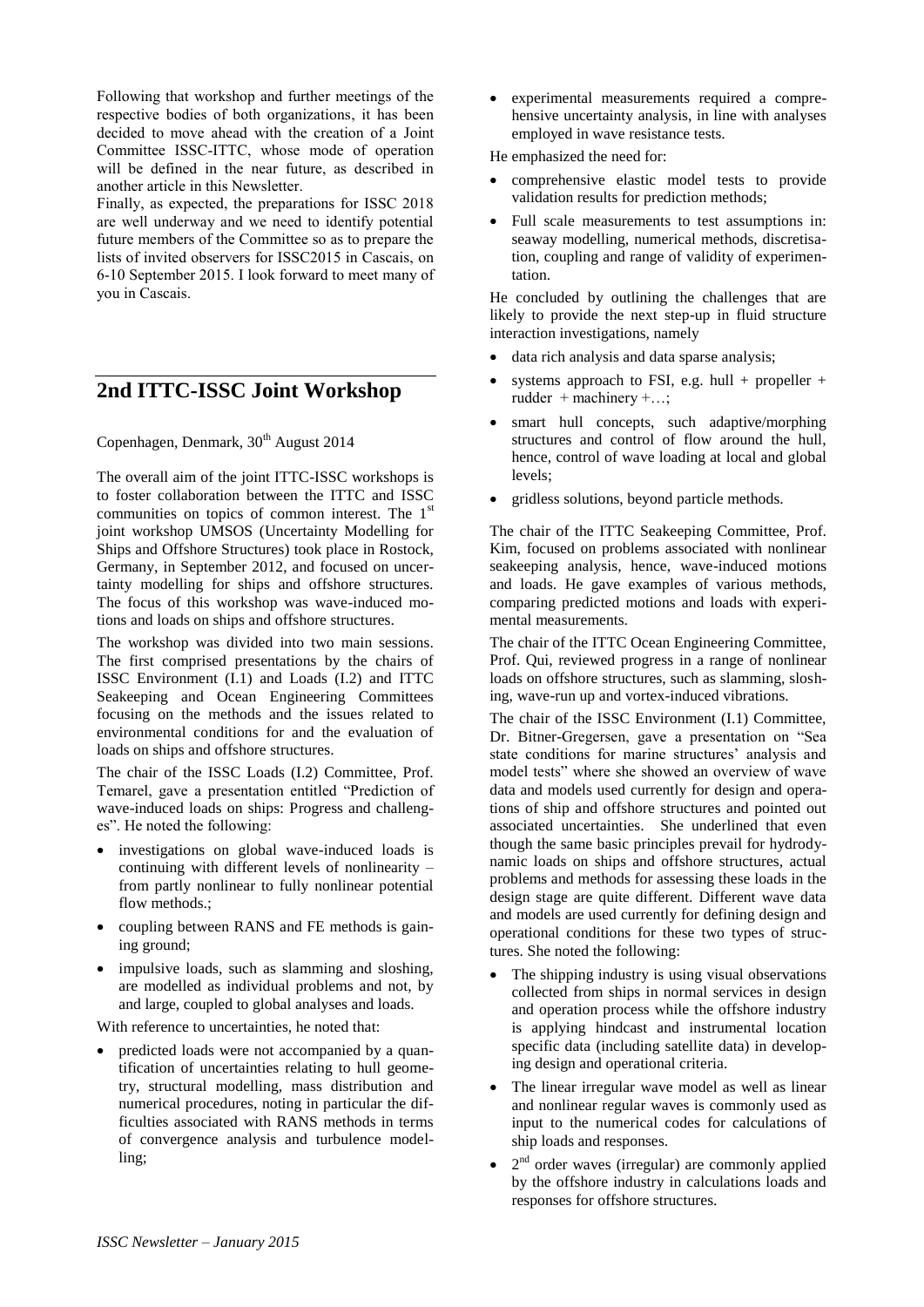Following that workshop and further meetings of the respective bodies of both organizations, it has been decided to move ahead with the creation of a Joint Committee ISSC-ITTC, whose mode of operation will be defined in the near future, as described in another article in this Newsletter.

Finally, as expected, the preparations for ISSC 2018 are well underway and we need to identify potential future members of the Committee so as to prepare the lists of invited observers for ISSC2015 in Cascais, on 6-10 September 2015. I look forward to meet many of you in Cascais.

## 2nd ITTC-ISSC Joint Workshop

Copenhagen, Denmark, 30th August 2014

The overall aim of the joint ITTC-ISSC workshops is to foster collaboration between the ITTC and ISSC communities on topics of common interest. The 1st joint workshop UMSOS (Uncertainty Modelling for Ships and Offshore Structures) took place in Rostock, Germany, in September 2012, and focused on uncertainty modelling for ships and offshore structures. The focus of this workshop was wave-induced motions and loads on ships and offshore structures.

The workshop was divided into two main sessions. The first comprised presentations by the chairs of ISSC Environment (I.1) and Loads (I.2) and ITTC Seakeeping and Ocean Engineering Committees focusing on the methods and the issues related to environmental conditions for and the evaluation of loads on ships and offshore structures.

The chair of the ISSC Loads (I.2) Committee, Prof. Temarel, gave a presentation entitled "Prediction of wave-induced loads on ships: Progress and challenges". He noted the following:

- investigations on global wave-induced loads is continuing with different levels of nonlinearity – from partly nonlinear to fully nonlinear potential flow methods.;
- coupling between RANS and FE methods is gaining ground;
- impulsive loads, such as slamming and sloshing, are modelled as individual problems and not, by and large, coupled to global analyses and loads.

With reference to uncertainties, he noted that:

- predicted loads were not accompanied by a quantification of uncertainties relating to hull geometry, structural modelling, mass distribution and numerical procedures, noting in particular the difficulties associated with RANS methods in terms of convergence analysis and turbulence modelling;
- experimental measurements required a comprehensive uncertainty analysis, in line with analyses employed in wave resistance tests.

He emphasized the need for:

- comprehensive elastic model tests to provide validation results for prediction methods;
- Full scale measurements to test assumptions in: seaway modelling, numerical methods, discretisation, coupling and range of validity of experimentation.

He concluded by outlining the challenges that are likely to provide the next step-up in fluid structure interaction investigations, namely

- data rich analysis and data sparse analysis;
- systems approach to FSI, e.g. hull + propeller + rudder + machinery +…;
- smart hull concepts, such adaptive/morphing structures and control of flow around the hull, hence, control of wave loading at local and global levels;
- gridless solutions, beyond particle methods.

The chair of the ITTC Seakeeping Committee, Prof. Kim, focused on problems associated with nonlinear seakeeping analysis, hence, wave-induced motions and loads. He gave examples of various methods, comparing predicted motions and loads with experimental measurements.

The chair of the ITTC Ocean Engineering Committee, Prof. Qui, reviewed progress in a range of nonlinear loads on offshore structures, such as slamming, sloshing, wave-run up and vortex-induced vibrations.

The chair of the ISSC Environment (I.1) Committee, Dr. Bitner-Gregersen, gave a presentation on "Sea state conditions for marine structures' analysis and model tests" where she showed an overview of wave data and models used currently for design and operations of ship and offshore structures and pointed out associated uncertainties. She underlined that even though the same basic principles prevail for hydrodynamic loads on ships and offshore structures, actual problems and methods for assessing these loads in the design stage are quite different. Different wave data and models are used currently for defining design and operational conditions for these two types of structures. She noted the following:

- The shipping industry is using visual observations collected from ships in normal services in design and operation process while the offshore industry is applying hindcast and instrumental location specific data (including satellite data) in developing design and operational criteria.
- The linear irregular wave model as well as linear and nonlinear regular waves is commonly used as input to the numerical codes for calculations of ship loads and responses.
- 2nd order waves (irregular) are commonly applied by the offshore industry in calculations loads and responses for offshore structures.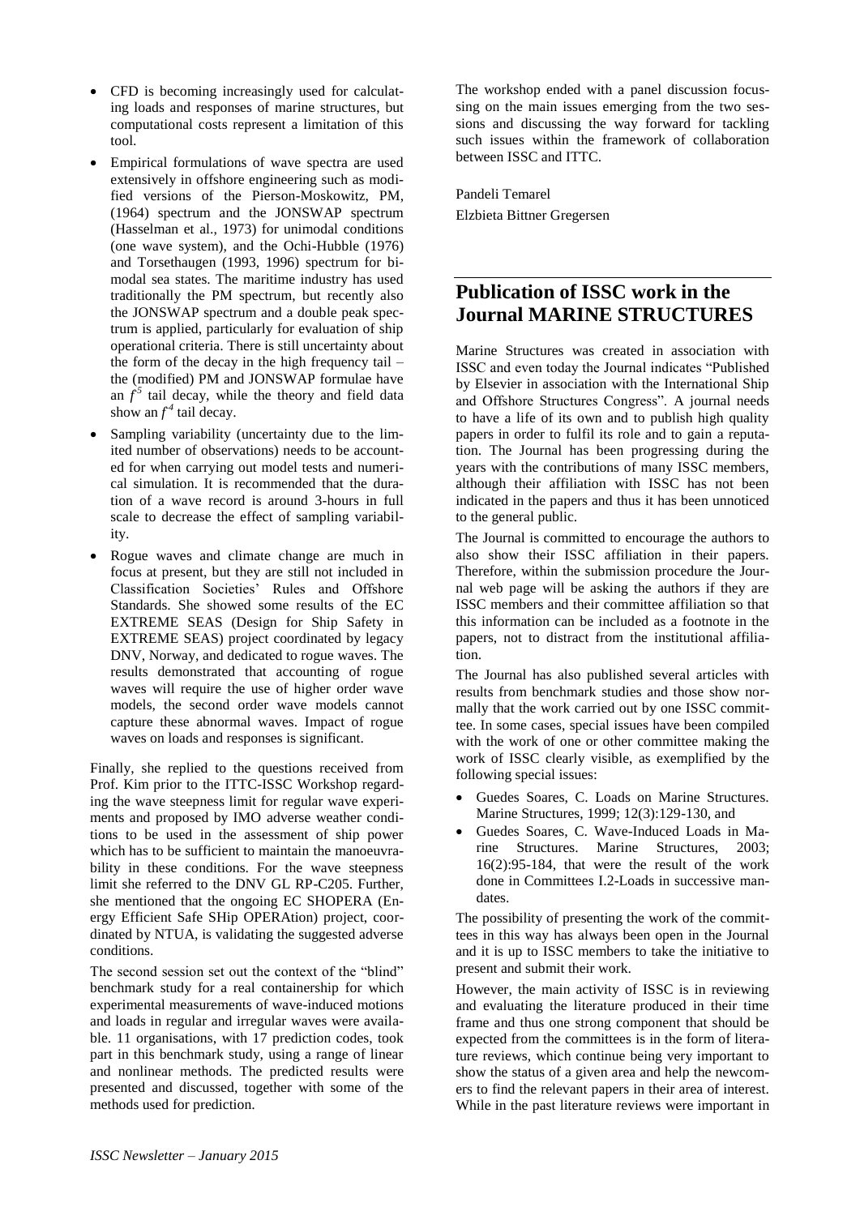- CFD is becoming increasingly used for calculating loads and responses of marine structures, but computational costs represent a limitation of this tool.
- Empirical formulations of wave spectra are used extensively in offshore engineering such as modified versions of the Pierson-Moskowitz, PM, (1964) spectrum and the JONSWAP spectrum (Hasselman et al., 1973) for unimodal conditions (one wave system), and the Ochi-Hubble (1976) and Torsethaugen (1993, 1996) spectrum for bimodal sea states. The maritime industry has used traditionally the PM spectrum, but recently also the JONSWAP spectrum and a double peak spectrum is applied, particularly for evaluation of ship operational criteria. There is still uncertainty about the form of the decay in the high frequency tail – the (modified) PM and JONSWAP formulae have an $f^{-5}$ tail decay, while the theory and field data show an $f^{-4}$ tail decay.
- Sampling variability (uncertainty due to the limited number of observations) needs to be accounted for when carrying out model tests and numerical simulation. It is recommended that the duration of a wave record is around 3-hours in full scale to decrease the effect of sampling variability.
- Rogue waves and climate change are much in focus at present, but they are still not included in Classification Societies' Rules and Offshore Standards. She showed some results of the EC EXTREME SEAS (Design for Ship Safety in EXTREME SEAS) project coordinated by legacy DNV, Norway, and dedicated to rogue waves. The results demonstrated that accounting of rogue waves will require the use of higher order wave models, the second order wave models cannot capture these abnormal waves. Impact of rogue waves on loads and responses is significant.

Finally, she replied to the questions received from Prof. Kim prior to the ITTC-ISSC Workshop regarding the wave steepness limit for regular wave experiments and proposed by IMO adverse weather conditions to be used in the assessment of ship power which has to be sufficient to maintain the manoeuvrability in these conditions. For the wave steepness limit she referred to the DNV GL RP-C205. Further, she mentioned that the ongoing EC SHOPERA (Energy Efficient Safe SHip OPERAtion) project, coordinated by NTUA, is validating the suggested adverse conditions.

The second session set out the context of the "blind" benchmark study for a real containership for which experimental measurements of wave-induced motions and loads in regular and irregular waves were available. 11 organisations, with 17 prediction codes, took part in this benchmark study, using a range of linear and nonlinear methods. The predicted results were presented and discussed, together with some of the methods used for prediction.

The workshop ended with a panel discussion focussing on the main issues emerging from the two sessions and discussing the way forward for tackling such issues within the framework of collaboration between ISSC and ITTC.

Pandeli Temarel

Elzbieta Bittner Gregersen

## Publication of ISSC work in the Journal MARINE STRUCTURES

Marine Structures was created in association with ISSC and even today the Journal indicates "Published by Elsevier in association with the International Ship and Offshore Structures Congress". A journal needs to have a life of its own and to publish high quality papers in order to fulfil its role and to gain a reputation. The Journal has been progressing during the years with the contributions of many ISSC members, although their affiliation with ISSC has not been indicated in the papers and thus it has been unnoticed to the general public.

The Journal is committed to encourage the authors to also show their ISSC affiliation in their papers. Therefore, within the submission procedure the Journal web page will be asking the authors if they are ISSC members and their committee affiliation so that this information can be included as a footnote in the papers, not to distract from the institutional affiliation.

The Journal has also published several articles with results from benchmark studies and those show normally that the work carried out by one ISSC committee. In some cases, special issues have been compiled with the work of one or other committee making the work of ISSC clearly visible, as exemplified by the following special issues:

- Guedes Soares, C. Loads on Marine Structures. Marine Structures, 1999; 12(3):129-130, and
- Guedes Soares, C. Wave-Induced Loads in Marine Structures. Marine Structures, 2003; 16(2):95-184, that were the result of the work done in Committees I.2-Loads in successive mandates.

The possibility of presenting the work of the committees in this way has always been open in the Journal and it is up to ISSC members to take the initiative to present and submit their work.

However, the main activity of ISSC is in reviewing and evaluating the literature produced in their time frame and thus one strong component that should be expected from the committees is in the form of literature reviews, which continue being very important to show the status of a given area and help the newcomers to find the relevant papers in their area of interest. While in the past literature reviews were important in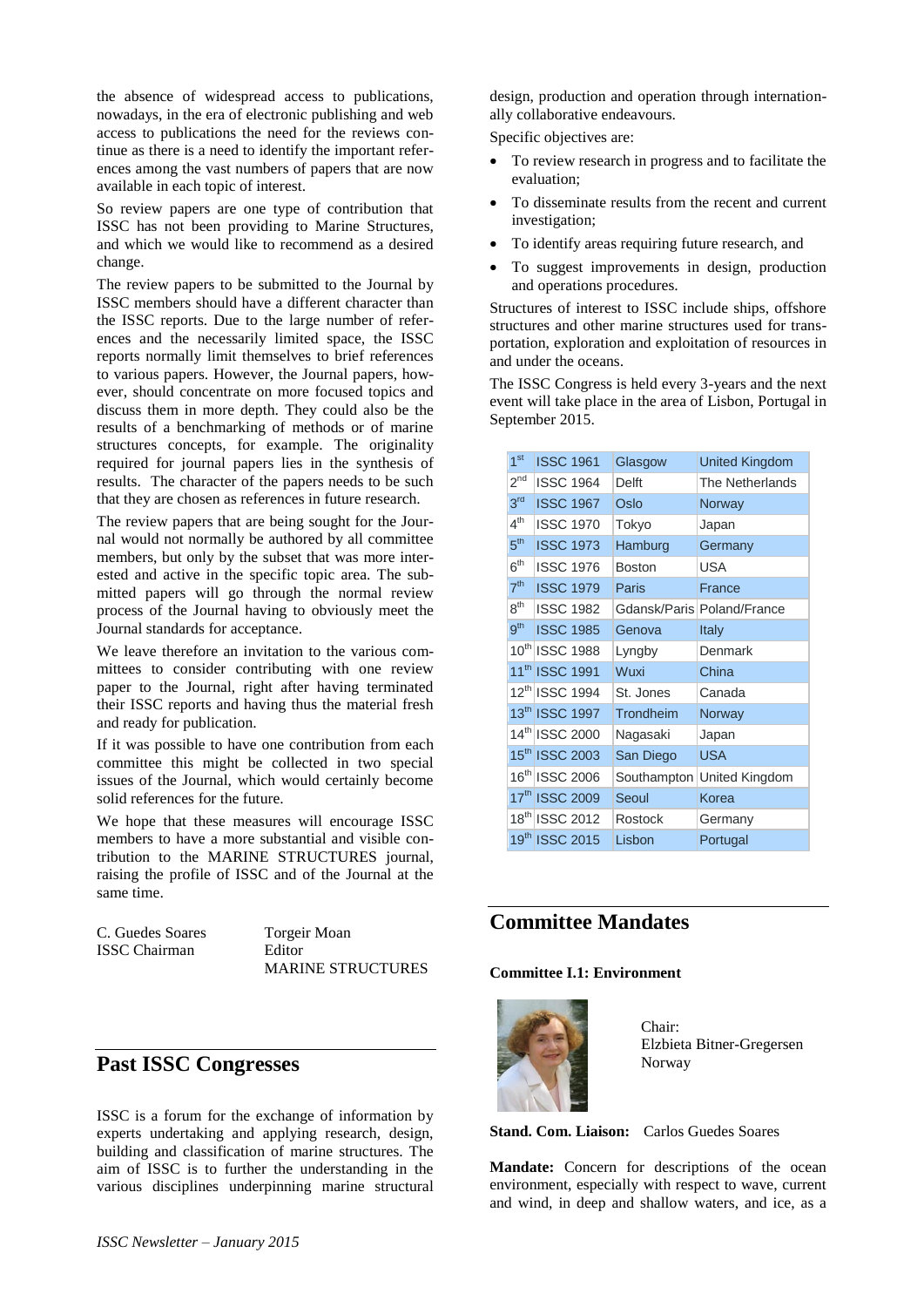the absence of widespread access to publications, nowadays, in the era of electronic publishing and web access to publications the need for the reviews continue as there is a need to identify the important references among the vast numbers of papers that are now available in each topic of interest.

So review papers are one type of contribution that ISSC has not been providing to Marine Structures, and which we would like to recommend as a desired change.

The review papers to be submitted to the Journal by ISSC members should have a different character than the ISSC reports. Due to the large number of references and the necessarily limited space, the ISSC reports normally limit themselves to brief references to various papers. However, the Journal papers, however, should concentrate on more focused topics and discuss them in more depth. They could also be the results of a benchmarking of methods or of marine structures concepts, for example. The originality required for journal papers lies in the synthesis of results. The character of the papers needs to be such that they are chosen as references in future research.

The review papers that are being sought for the Journal would not normally be authored by all committee members, but only by the subset that was more interested and active in the specific topic area. The submitted papers will go through the normal review process of the Journal having to obviously meet the Journal standards for acceptance.

We leave therefore an invitation to the various committees to consider contributing with one review paper to the Journal, right after having terminated their ISSC reports and having thus the material fresh and ready for publication.

If it was possible to have one contribution from each committee this might be collected in two special issues of the Journal, which would certainly become solid references for the future.

We hope that these measures will encourage ISSC members to have a more substantial and visible contribution to the MARINE STRUCTURES journal, raising the profile of ISSC and of the Journal at the same time.

C. Guedes Soares
ISSC Chairman

Torgeir Moan
Editor
MARINE STRUCTURES

## Past ISSC Congresses

ISSC is a forum for the exchange of information by experts undertaking and applying research, design, building and classification of marine structures. The aim of ISSC is to further the understanding in the various disciplines underpinning marine structural design, production and operation through internationally collaborative endeavours.

Specific objectives are:

- To review research in progress and to facilitate the evaluation;
- To disseminate results from the recent and current investigation;
- To identify areas requiring future research, and
- To suggest improvements in design, production and operations procedures.

Structures of interest to ISSC include ships, offshore structures and other marine structures used for transportation, exploration and exploitation of resources in and under the oceans.

The ISSC Congress is held every 3-years and the next event will take place in the area of Lisbon, Portugal in September 2015.

| | | | |
|---|---|---|---|
| 1st | ISSC 1961 | Glasgow | United Kingdom |
| 2nd | ISSC 1964 | Delft | The Netherlands |
| 3rd | ISSC 1967 | Oslo | Norway |
| 4th | ISSC 1970 | Tokyo | Japan |
| 5th | ISSC 1973 | Hamburg | Germany |
| 6th | ISSC 1976 | Boston | USA |
| 7th | ISSC 1979 | Paris | France |
| 8th | ISSC 1982 | Gdansk/Paris | Poland/France |
| 9th | ISSC 1985 | Genova | Italy |
| 10th | ISSC 1988 | Lyngby | Denmark |
| 11th | ISSC 1991 | Wuxi | China |
| 12th | ISSC 1994 | St. Jones | Canada |
| 13th | ISSC 1997 | Trondheim | Norway |
| 14th | ISSC 2000 | Nagasaki | Japan |
| 15th | ISSC 2003 | San Diego | USA |
| 16th | ISSC 2006 | Southampton | United Kingdom |
| 17th | ISSC 2009 | Seoul | Korea |
| 18th | ISSC 2012 | Rostock | Germany |
| 19th | ISSC 2015 | Lisbon | Portugal |

## Committee Mandates

**Committee I.1: Environment**

Chair:
Elzbieta Bitner-Gregersen
Norway

**Stand. Com. Liaison:** Carlos Guedes Soares

**Mandate:** Concern for descriptions of the ocean environment, especially with respect to wave, current and wind, in deep and shallow waters, and ice, as a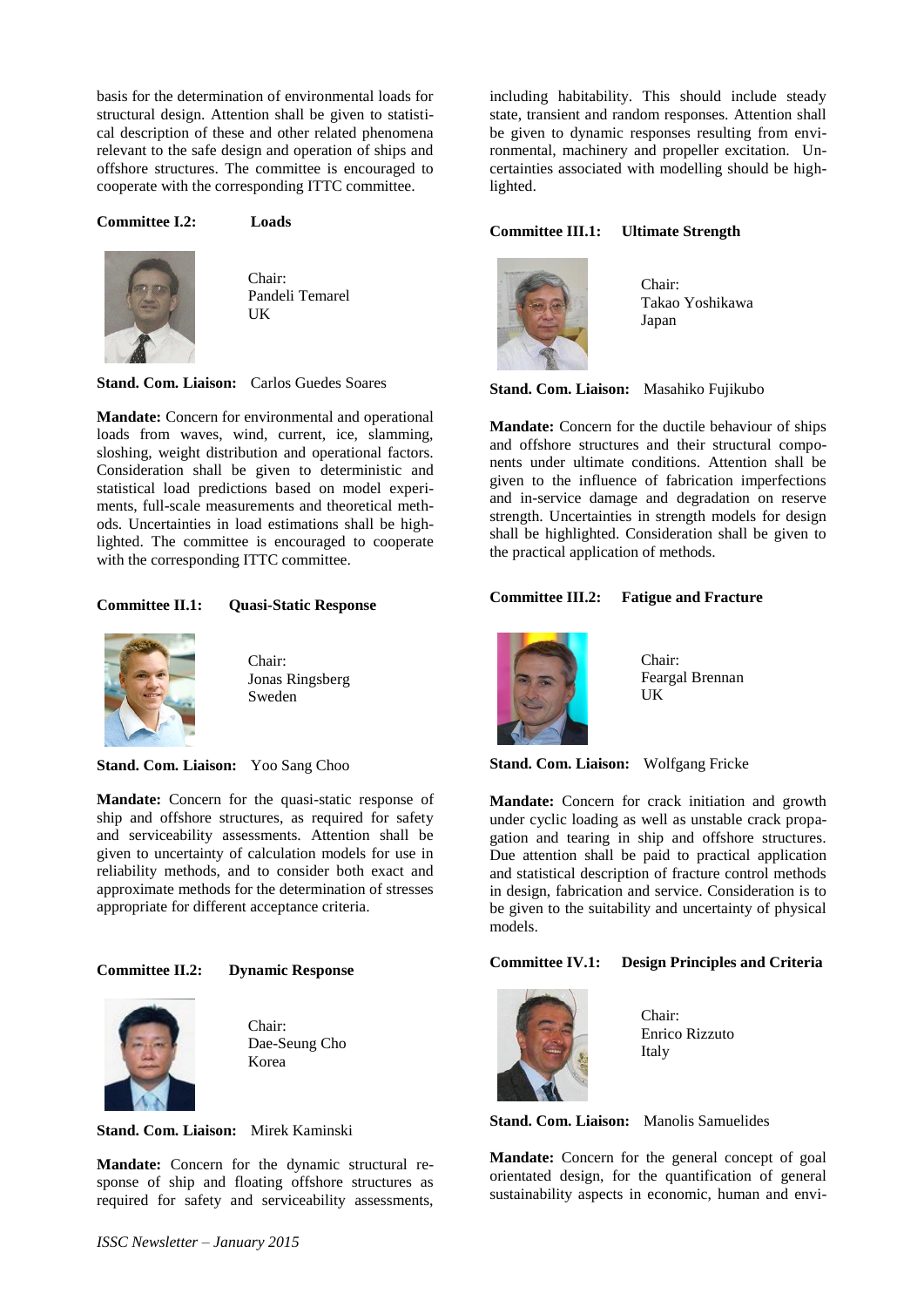basis for the determination of environmental loads for structural design. Attention shall be given to statistical description of these and other related phenomena relevant to the safe design and operation of ships and offshore structures. The committee is encouraged to cooperate with the corresponding ITTC committee.

**Committee I.2: Loads**

Chair:
Pandeli Temarel
UK

**Stand. Com. Liaison:** Carlos Guedes Soares

**Mandate:** Concern for environmental and operational loads from waves, wind, current, ice, slamming, sloshing, weight distribution and operational factors. Consideration shall be given to deterministic and statistical load predictions based on model experiments, full-scale measurements and theoretical methods. Uncertainties in load estimations shall be highlighted. The committee is encouraged to cooperate with the corresponding ITTC committee.

**Committee II.1: Quasi-Static Response**

Chair:
Jonas Ringsberg
Sweden

**Stand. Com. Liaison:** Yoo Sang Choo

**Mandate:** Concern for the quasi-static response of ship and offshore structures, as required for safety and serviceability assessments. Attention shall be given to uncertainty of calculation models for use in reliability methods, and to consider both exact and approximate methods for the determination of stresses appropriate for different acceptance criteria.

**Committee II.2: Dynamic Response**

Chair:
Dae-Seung Cho
Korea

**Stand. Com. Liaison:** Mirek Kaminski

**Mandate:** Concern for the dynamic structural response of ship and floating offshore structures as required for safety and serviceability assessments, including habitability. This should include steady state, transient and random responses. Attention shall be given to dynamic responses resulting from environmental, machinery and propeller excitation. Uncertainties associated with modelling should be highlighted.

**Committee III.1: Ultimate Strength**

Chair:
Takao Yoshikawa
Japan

**Stand. Com. Liaison:** Masahiko Fujikubo

**Mandate:** Concern for the ductile behaviour of ships and offshore structures and their structural components under ultimate conditions. Attention shall be given to the influence of fabrication imperfections and in-service damage and degradation on reserve strength. Uncertainties in strength models for design shall be highlighted. Consideration shall be given to the practical application of methods.

**Committee III.2: Fatigue and Fracture**

Chair:
Feargal Brennan
UK

**Stand. Com. Liaison:** Wolfgang Fricke

**Mandate:** Concern for crack initiation and growth under cyclic loading as well as unstable crack propagation and tearing in ship and offshore structures. Due attention shall be paid to practical application and statistical description of fracture control methods in design, fabrication and service. Consideration is to be given to the suitability and uncertainty of physical models.

**Committee IV.1: Design Principles and Criteria**

Chair:
Enrico Rizzuto
Italy

**Stand. Com. Liaison:** Manolis Samuelides

**Mandate:** Concern for the general concept of goal orientated design, for the quantification of general sustainability aspects in economic, human and envi-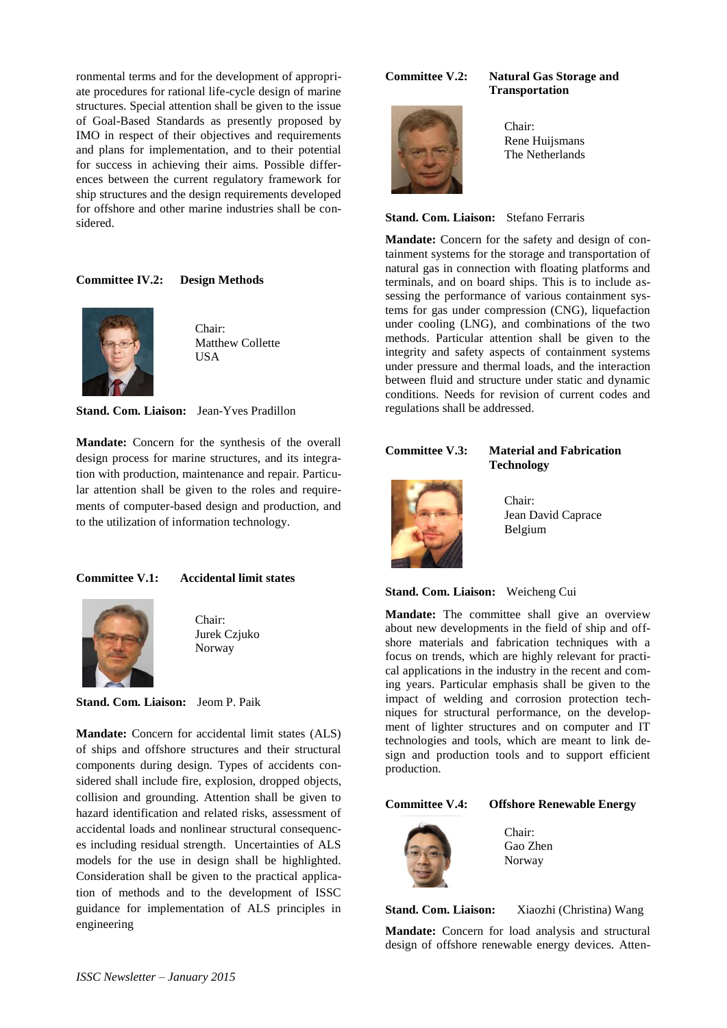ronmental terms and for the development of appropriate procedures for rational life-cycle design of marine structures. Special attention shall be given to the issue of Goal-Based Standards as presently proposed by IMO in respect of their objectives and requirements and plans for implementation, and to their potential for success in achieving their aims. Possible differences between the current regulatory framework for ship structures and the design requirements developed for offshore and other marine industries shall be considered.

### Committee IV.2: Design Methods

Chair:
Matthew Collette
USA

**Stand. Com. Liaison:** Jean-Yves Pradillon

**Mandate:** Concern for the synthesis of the overall design process for marine structures, and its integration with production, maintenance and repair. Particular attention shall be given to the roles and requirements of computer-based design and production, and to the utilization of information technology.

### Committee V.1: Accidental limit states

Chair:
Jurek Czjuko
Norway

**Stand. Com. Liaison:** Jeom P. Paik

**Mandate:** Concern for accidental limit states (ALS) of ships and offshore structures and their structural components during design. Types of accidents considered shall include fire, explosion, dropped objects, collision and grounding. Attention shall be given to hazard identification and related risks, assessment of accidental loads and nonlinear structural consequences including residual strength. Uncertainties of ALS models for the use in design shall be highlighted. Consideration shall be given to the practical application of methods and to the development of ISSC guidance for implementation of ALS principles in engineering

### Committee V.2: Natural Gas Storage and Transportation

Chair:
Rene Huijsmans
The Netherlands

**Stand. Com. Liaison:** Stefano Ferraris

**Mandate:** Concern for the safety and design of containment systems for the storage and transportation of natural gas in connection with floating platforms and terminals, and on board ships. This is to include assessing the performance of various containment systems for gas under compression (CNG), liquefaction under cooling (LNG), and combinations of the two methods. Particular attention shall be given to the integrity and safety aspects of containment systems under pressure and thermal loads, and the interaction between fluid and structure under static and dynamic conditions. Needs for revision of current codes and regulations shall be addressed.

### Committee V.3: Material and Fabrication Technology

Chair:
Jean David Caprace
Belgium

**Stand. Com. Liaison:** Weicheng Cui

**Mandate:** The committee shall give an overview about new developments in the field of ship and offshore materials and fabrication techniques with a focus on trends, which are highly relevant for practical applications in the industry in the recent and coming years. Particular emphasis shall be given to the impact of welding and corrosion protection techniques for structural performance, on the development of lighter structures and on computer and IT technologies and tools, which are meant to link design and production tools and to support efficient production.

### Committee V.4: Offshore Renewable Energy

Chair:
Gao Zhen
Norway

**Stand. Com. Liaison:** Xiaozhi (Christina) Wang

**Mandate:** Concern for load analysis and structural design of offshore renewable energy devices. Atten-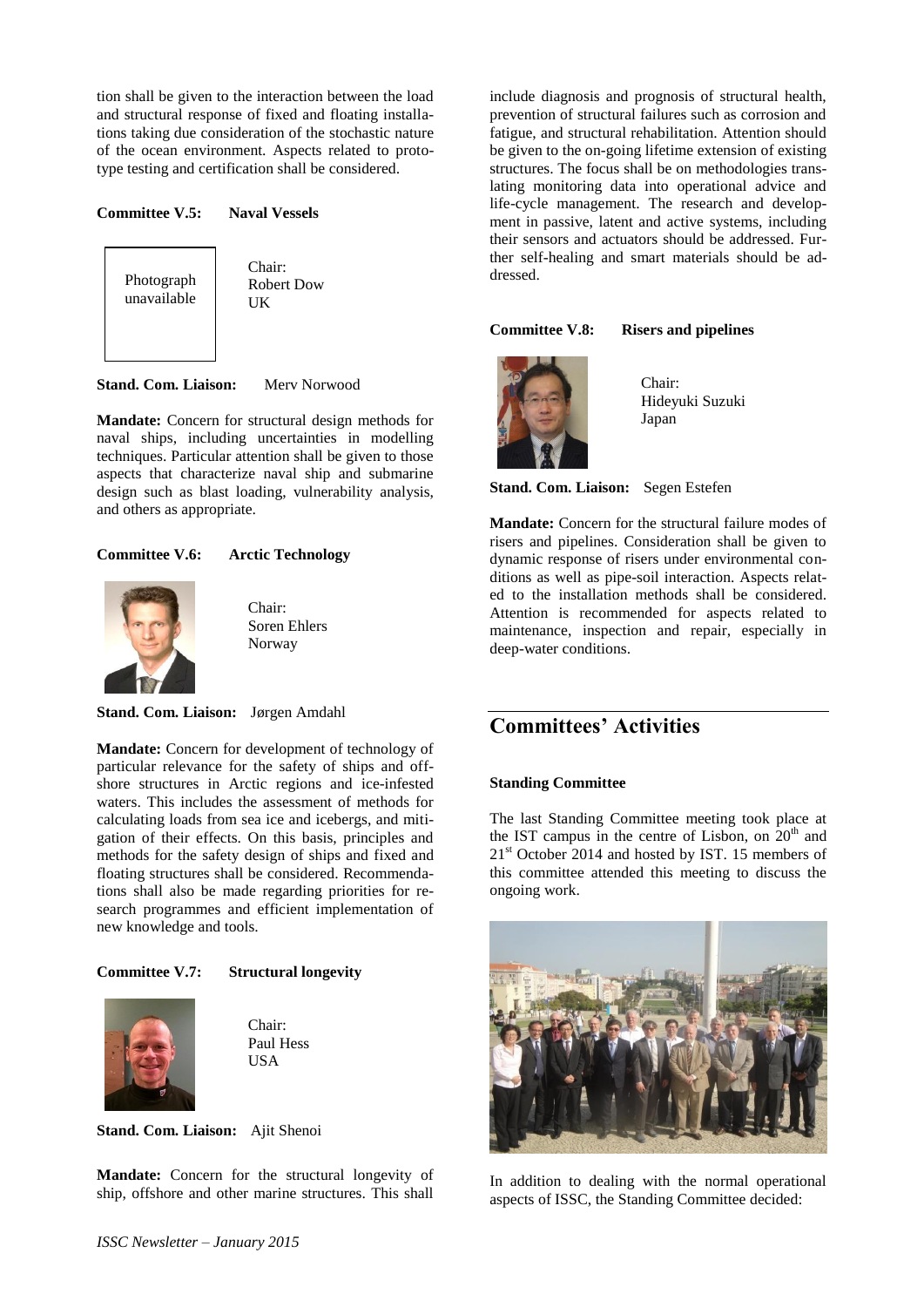tion shall be given to the interaction between the load and structural response of fixed and floating installations taking due consideration of the stochastic nature of the ocean environment. Aspects related to prototype testing and certification shall be considered.

**Committee V.5: Naval Vessels**

Photograph unavailable

Chair:
Robert Dow
UK

**Stand. Com. Liaison:** Merv Norwood

**Mandate:** Concern for structural design methods for naval ships, including uncertainties in modelling techniques. Particular attention shall be given to those aspects that characterize naval ship and submarine design such as blast loading, vulnerability analysis, and others as appropriate.

**Committee V.6: Arctic Technology**

Chair:
Soren Ehlers
Norway

**Stand. Com. Liaison:** Jørgen Amdahl

**Mandate:** Concern for development of technology of particular relevance for the safety of ships and offshore structures in Arctic regions and ice-infested waters. This includes the assessment of methods for calculating loads from sea ice and icebergs, and mitigation of their effects. On this basis, principles and methods for the safety design of ships and fixed and floating structures shall be considered. Recommendations shall also be made regarding priorities for research programmes and efficient implementation of new knowledge and tools.

**Committee V.7: Structural longevity**

Chair:
Paul Hess
USA

**Stand. Com. Liaison:** Ajit Shenoi

**Mandate:** Concern for the structural longevity of ship, offshore and other marine structures. This shall include diagnosis and prognosis of structural health, prevention of structural failures such as corrosion and fatigue, and structural rehabilitation. Attention should be given to the on-going lifetime extension of existing structures. The focus shall be on methodologies translating monitoring data into operational advice and life-cycle management. The research and development in passive, latent and active systems, including their sensors and actuators should be addressed. Further self-healing and smart materials should be addressed.

**Committee V.8: Risers and pipelines**

Chair:
Hideyuki Suzuki
Japan

**Stand. Com. Liaison:** Segen Estefen

**Mandate:** Concern for the structural failure modes of risers and pipelines. Consideration shall be given to dynamic response of risers under environmental conditions as well as pipe-soil interaction. Aspects related to the installation methods shall be considered. Attention is recommended for aspects related to maintenance, inspection and repair, especially in deep-water conditions.

## Committees' Activities

**Standing Committee**

The last Standing Committee meeting took place at the IST campus in the centre of Lisbon, on 20[th] and 21[st] October 2014 and hosted by IST. 15 members of this committee attended this meeting to discuss the ongoing work.

In addition to dealing with the normal operational aspects of ISSC, the Standing Committee decided: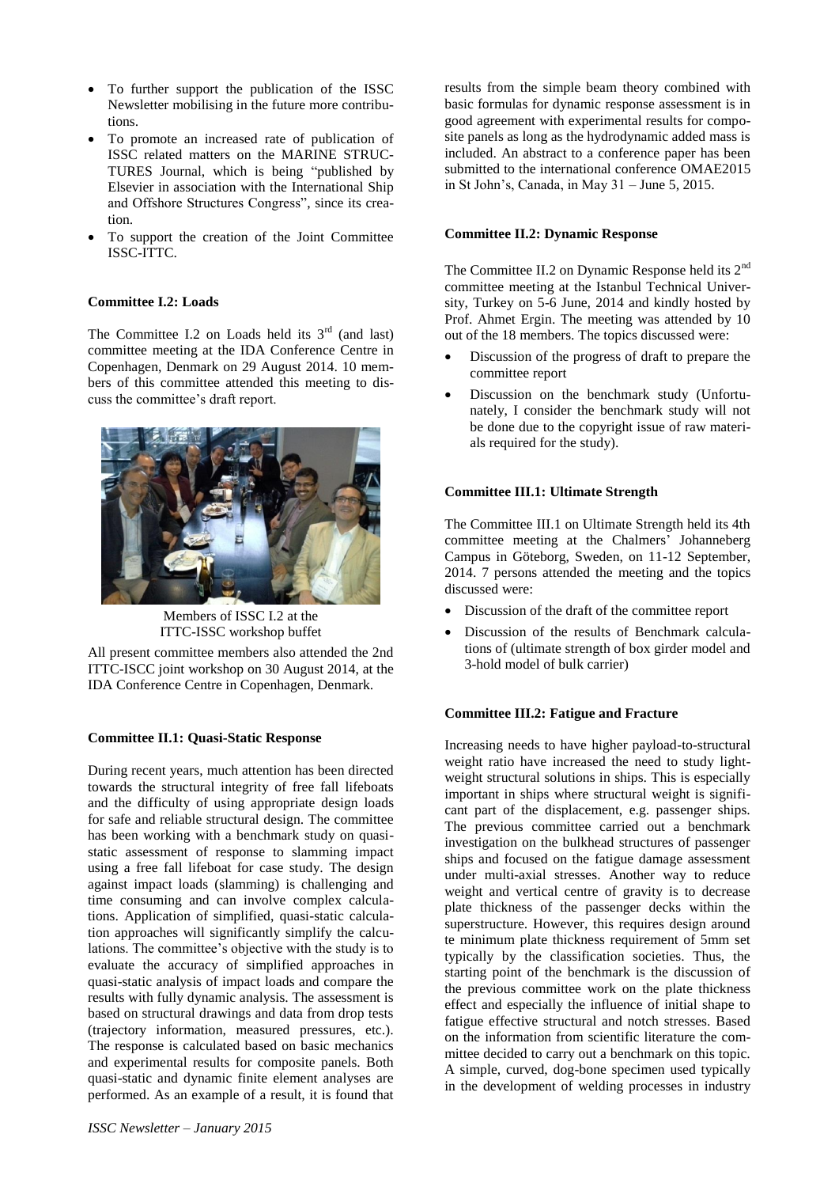- To further support the publication of the ISSC Newsletter mobilising in the future more contributions.
- To promote an increased rate of publication of ISSC related matters on the MARINE STRUCTURES Journal, which is being "published by Elsevier in association with the International Ship and Offshore Structures Congress", since its creation.
- To support the creation of the Joint Committee ISSC-ITTC.

**Committee I.2: Loads**

The Committee I.2 on Loads held its 3rd (and last) committee meeting at the IDA Conference Centre in Copenhagen, Denmark on 29 August 2014. 10 members of this committee attended this meeting to discuss the committee's draft report.

Members of ISSC I.2 at the ITTC-ISSC workshop buffet

All present committee members also attended the 2nd ITTC-ISCC joint workshop on 30 August 2014, at the IDA Conference Centre in Copenhagen, Denmark.

**Committee II.1: Quasi-Static Response**

During recent years, much attention has been directed towards the structural integrity of free fall lifeboats and the difficulty of using appropriate design loads for safe and reliable structural design. The committee has been working with a benchmark study on quasi-static assessment of response to slamming impact using a free fall lifeboat for case study. The design against impact loads (slamming) is challenging and time consuming and can involve complex calculations. Application of simplified, quasi-static calculation approaches will significantly simplify the calculations. The committee's objective with the study is to evaluate the accuracy of simplified approaches in quasi-static analysis of impact loads and compare the results with fully dynamic analysis. The assessment is based on structural drawings and data from drop tests (trajectory information, measured pressures, etc.). The response is calculated based on basic mechanics and experimental results for composite panels. Both quasi-static and dynamic finite element analyses are performed. As an example of a result, it is found that results from the simple beam theory combined with basic formulas for dynamic response assessment is in good agreement with experimental results for composite panels as long as the hydrodynamic added mass is included. An abstract to a conference paper has been submitted to the international conference OMAE2015 in St John's, Canada, in May 31 – June 5, 2015.

**Committee II.2: Dynamic Response**

The Committee II.2 on Dynamic Response held its 2nd committee meeting at the Istanbul Technical University, Turkey on 5-6 June, 2014 and kindly hosted by Prof. Ahmet Ergin. The meeting was attended by 10 out of the 18 members. The topics discussed were:

- Discussion of the progress of draft to prepare the committee report
- Discussion on the benchmark study (Unfortunately, I consider the benchmark study will not be done due to the copyright issue of raw materials required for the study).

**Committee III.1: Ultimate Strength**

The Committee III.1 on Ultimate Strength held its 4th committee meeting at the Chalmers' Johanneberg Campus in Göteborg, Sweden, on 11-12 September, 2014. 7 persons attended the meeting and the topics discussed were:

- Discussion of the draft of the committee report
- Discussion of the results of Benchmark calculations of (ultimate strength of box girder model and 3-hold model of bulk carrier)

**Committee III.2: Fatigue and Fracture**

Increasing needs to have higher payload-to-structural weight ratio have increased the need to study lightweight structural solutions in ships. This is especially important in ships where structural weight is significant part of the displacement, e.g. passenger ships. The previous committee carried out a benchmark investigation on the bulkhead structures of passenger ships and focused on the fatigue damage assessment under multi-axial stresses. Another way to reduce weight and vertical centre of gravity is to decrease plate thickness of the passenger decks within the superstructure. However, this requires design around te minimum plate thickness requirement of 5mm set typically by the classification societies. Thus, the starting point of the benchmark is the discussion of the previous committee work on the plate thickness effect and especially the influence of initial shape to fatigue effective structural and notch stresses. Based on the information from scientific literature the committee decided to carry out a benchmark on this topic. A simple, curved, dog-bone specimen used typically in the development of welding processes in industry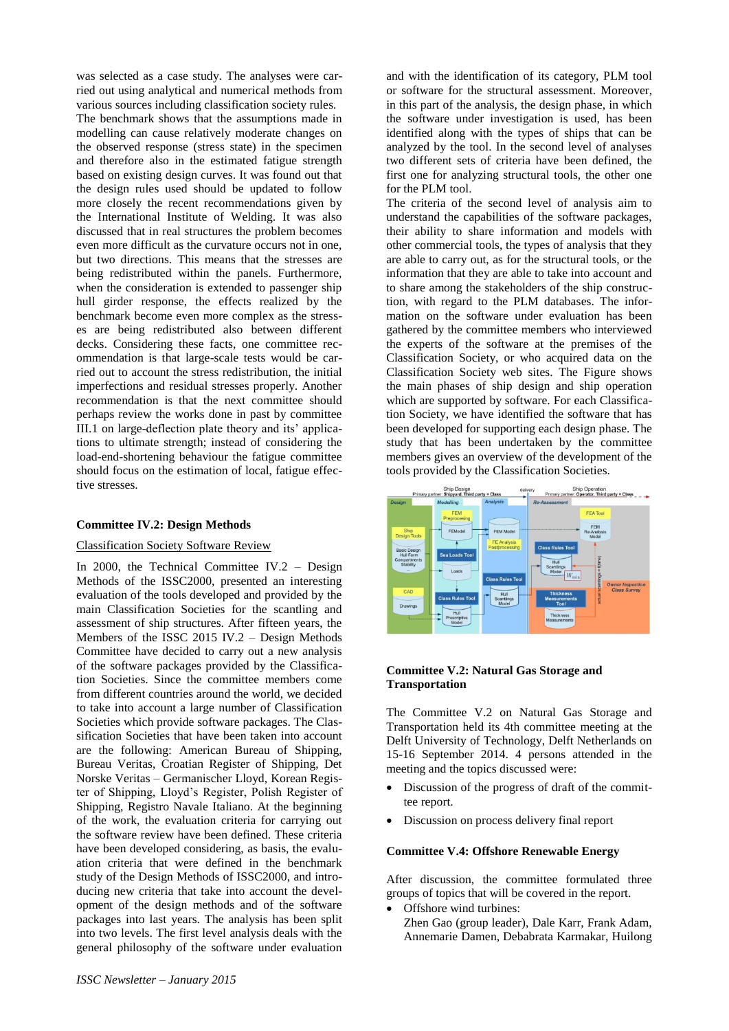was selected as a case study. The analyses were carried out using analytical and numerical methods from various sources including classification society rules. The benchmark shows that the assumptions made in modelling can cause relatively moderate changes on the observed response (stress state) in the specimen and therefore also in the estimated fatigue strength based on existing design curves. It was found out that the design rules used should be updated to follow more closely the recent recommendations given by the International Institute of Welding. It was also discussed that in real structures the problem becomes even more difficult as the curvature occurs not in one, but two directions. This means that the stresses are being redistributed within the panels. Furthermore, when the consideration is extended to passenger ship hull girder response, the effects realized by the benchmark become even more complex as the stresses are being redistributed also between different decks. Considering these facts, one committee recommendation is that large-scale tests would be carried out to account the stress redistribution, the initial imperfections and residual stresses properly. Another recommendation is that the next committee should perhaps review the works done in past by committee III.1 on large-deflection plate theory and its' applications to ultimate strength; instead of considering the load-end-shortening behaviour the fatigue committee should focus on the estimation of local, fatigue effective stresses.

### Committee IV.2: Design Methods

Classification Society Software Review

In 2000, the Technical Committee IV.2 – Design Methods of the ISSC2000, presented an interesting evaluation of the tools developed and provided by the main Classification Societies for the scantling and assessment of ship structures. After fifteen years, the Members of the ISSC 2015 IV.2 – Design Methods Committee have decided to carry out a new analysis of the software packages provided by the Classification Societies. Since the committee members come from different countries around the world, we decided to take into account a large number of Classification Societies which provide software packages. The Classification Societies that have been taken into account are the following: American Bureau of Shipping, Bureau Veritas, Croatian Register of Shipping, Det Norske Veritas – Germanischer Lloyd, Korean Register of Shipping, Lloyd's Register, Polish Register of Shipping, Registro Navale Italiano. At the beginning of the work, the evaluation criteria for carrying out the software review have been defined. These criteria have been developed considering, as basis, the evaluation criteria that were defined in the benchmark study of the Design Methods of ISSC2000, and introducing new criteria that take into account the development of the design methods and of the software packages into last years. The analysis has been split into two levels. The first level analysis deals with the general philosophy of the software under evaluation and with the identification of its category, PLM tool or software for the structural assessment. Moreover, in this part of the analysis, the design phase, in which the software under investigation is used, has been identified along with the types of ships that can be analyzed by the tool. In the second level of analyses two different sets of criteria have been defined, the first one for analyzing structural tools, the other one for the PLM tool.

The criteria of the second level of analysis aim to understand the capabilities of the software packages, their ability to share information and models with other commercial tools, the types of analysis that they are able to carry out, as for the structural tools, or the information that they are able to take into account and to share among the stakeholders of the ship construction, with regard to the PLM databases. The information on the software under evaluation has been gathered by the committee members who interviewed the experts of the software at the premises of the Classification Society, or who acquired data on the Classification Society web sites. The Figure shows the main phases of ship design and ship operation which are supported by software. For each Classification Society, we have identified the software that has been developed for supporting each design phase. The study that has been undertaken by the committee members gives an overview of the development of the tools provided by the Classification Societies.

### Committee V.2: Natural Gas Storage and Transportation

The Committee V.2 on Natural Gas Storage and Transportation held its 4th committee meeting at the Delft University of Technology, Delft Netherlands on 15-16 September 2014. 4 persons attended in the meeting and the topics discussed were:

- Discussion of the progress of draft of the committee report.
- Discussion on process delivery final report

### Committee V.4: Offshore Renewable Energy

After discussion, the committee formulated three groups of topics that will be covered in the report.

- Offshore wind turbines:
  Zhen Gao (group leader), Dale Karr, Frank Adam, Annemarie Damen, Debabrata Karmakar, Huilong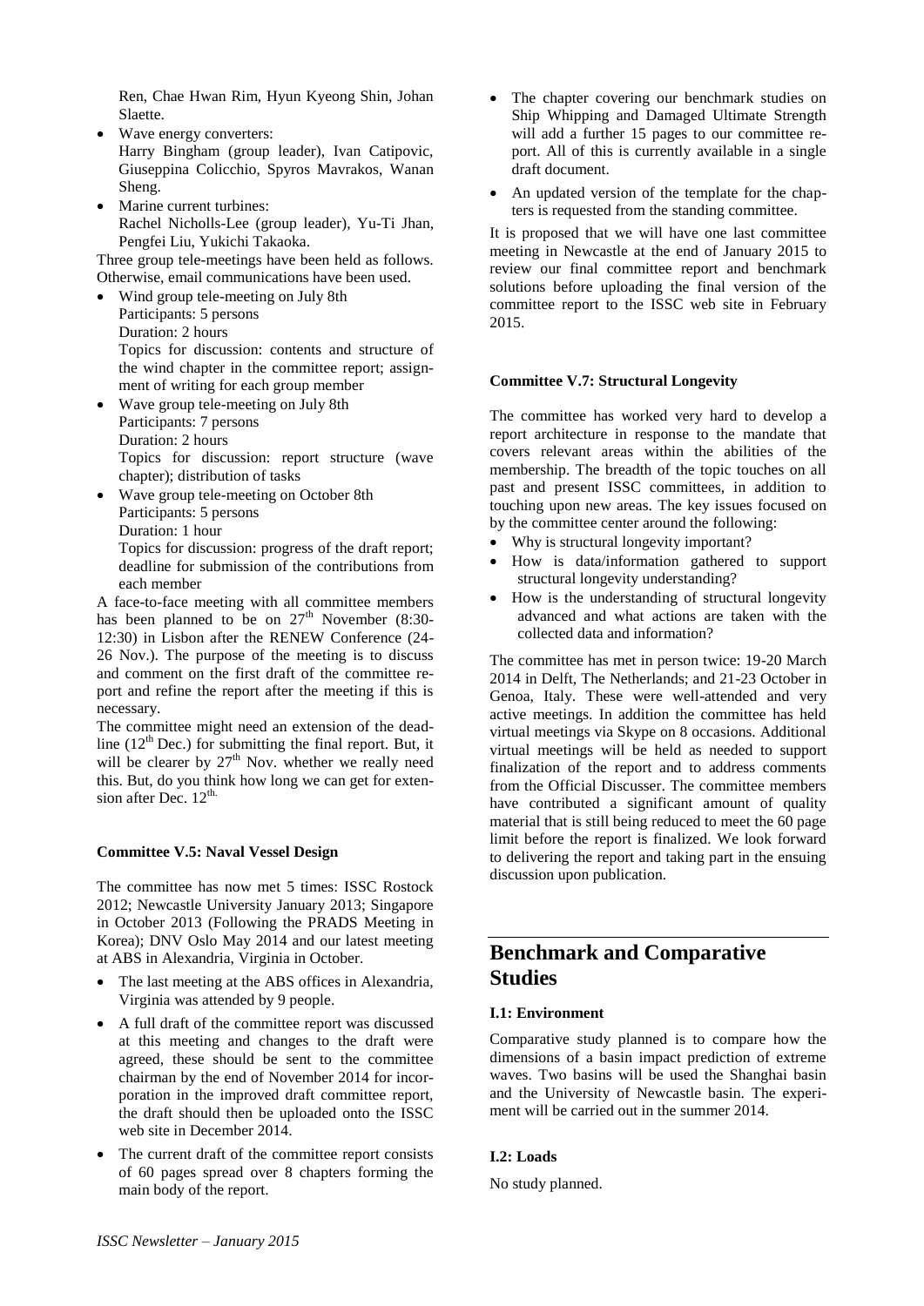Ren, Chae Hwan Rim, Hyun Kyeong Shin, Johan Slaette.

- Wave energy converters:
  Harry Bingham (group leader), Ivan Catipovic, Giuseppina Colicchio, Spyros Mavrakos, Wanan Sheng.
- Marine current turbines:
  Rachel Nicholls-Lee (group leader), Yu-Ti Jhan, Pengfei Liu, Yukichi Takaoka.

Three group tele-meetings have been held as follows. Otherwise, email communications have been used.

- Wind group tele-meeting on July 8th
  Participants: 5 persons
  Duration: 2 hours
  Topics for discussion: contents and structure of the wind chapter in the committee report; assignment of writing for each group member
- Wave group tele-meeting on July 8th
  Participants: 7 persons
  Duration: 2 hours
  Topics for discussion: report structure (wave chapter); distribution of tasks
- Wave group tele-meeting on October 8th
  Participants: 5 persons
  Duration: 1 hour
  Topics for discussion: progress of the draft report; deadline for submission of the contributions from each member

A face-to-face meeting with all committee members has been planned to be on 27th November (8:30-12:30) in Lisbon after the RENEW Conference (24-26 Nov.). The purpose of the meeting is to discuss and comment on the first draft of the committee report and refine the report after the meeting if this is necessary.

The committee might need an extension of the deadline (12th Dec.) for submitting the final report. But, it will be clearer by 27th Nov. whether we really need this. But, do you think how long we can get for extension after Dec. 12th.

**Committee V.5: Naval Vessel Design**

The committee has now met 5 times: ISSC Rostock 2012; Newcastle University January 2013; Singapore in October 2013 (Following the PRADS Meeting in Korea); DNV Oslo May 2014 and our latest meeting at ABS in Alexandria, Virginia in October.

- The last meeting at the ABS offices in Alexandria, Virginia was attended by 9 people.
- A full draft of the committee report was discussed at this meeting and changes to the draft were agreed, these should be sent to the committee chairman by the end of November 2014 for incorporation in the improved draft committee report, the draft should then be uploaded onto the ISSC web site in December 2014.
- The current draft of the committee report consists of 60 pages spread over 8 chapters forming the main body of the report.
- The chapter covering our benchmark studies on Ship Whipping and Damaged Ultimate Strength will add a further 15 pages to our committee report. All of this is currently available in a single draft document.
- An updated version of the template for the chapters is requested from the standing committee.

It is proposed that we will have one last committee meeting in Newcastle at the end of January 2015 to review our final committee report and benchmark solutions before uploading the final version of the committee report to the ISSC web site in February 2015.

**Committee V.7: Structural Longevity**

The committee has worked very hard to develop a report architecture in response to the mandate that covers relevant areas within the abilities of the membership. The breadth of the topic touches on all past and present ISSC committees, in addition to touching upon new areas. The key issues focused on by the committee center around the following:

- Why is structural longevity important?
- How is data/information gathered to support structural longevity understanding?
- How is the understanding of structural longevity advanced and what actions are taken with the collected data and information?

The committee has met in person twice: 19-20 March 2014 in Delft, The Netherlands; and 21-23 October in Genoa, Italy. These were well-attended and very active meetings. In addition the committee has held virtual meetings via Skype on 8 occasions. Additional virtual meetings will be held as needed to support finalization of the report and to address comments from the Official Discusser. The committee members have contributed a significant amount of quality material that is still being reduced to meet the 60 page limit before the report is finalized. We look forward to delivering the report and taking part in the ensuing discussion upon publication.

# Benchmark and Comparative Studies

**I.1: Environment**

Comparative study planned is to compare how the dimensions of a basin impact prediction of extreme waves. Two basins will be used the Shanghai basin and the University of Newcastle basin. The experiment will be carried out in the summer 2014.

**I.2: Loads**

No study planned.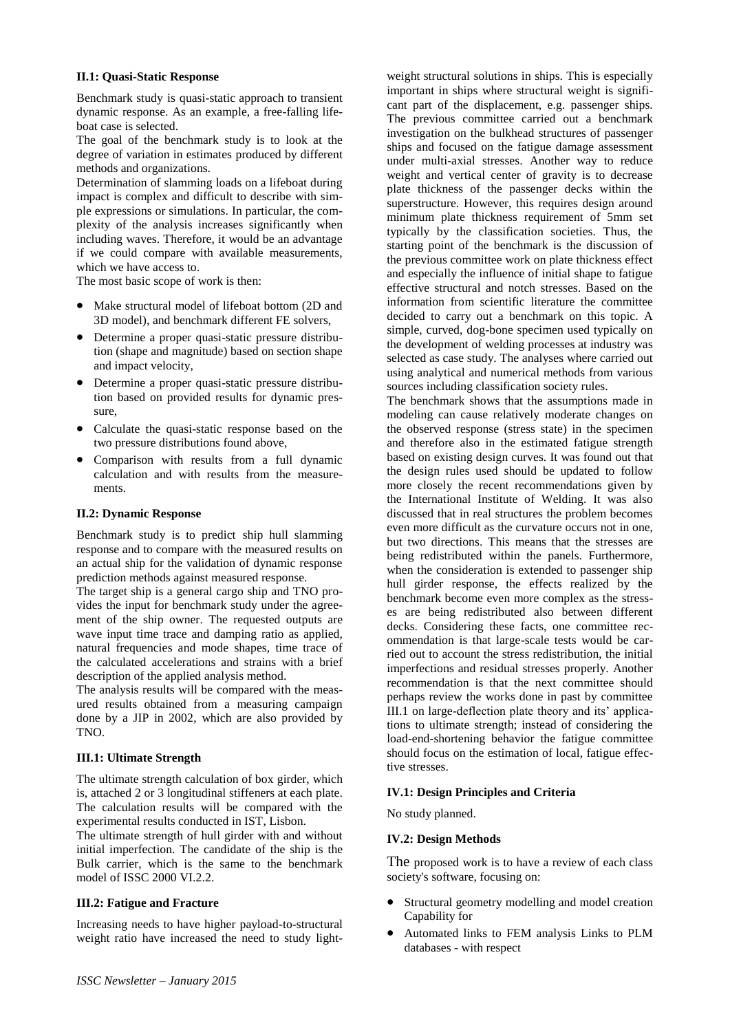#### II.1: Quasi-Static Response

Benchmark study is quasi-static approach to transient dynamic response. As an example, a free-falling lifeboat case is selected.

The goal of the benchmark study is to look at the degree of variation in estimates produced by different methods and organizations.

Determination of slamming loads on a lifeboat during impact is complex and difficult to describe with simple expressions or simulations. In particular, the complexity of the analysis increases significantly when including waves. Therefore, it would be an advantage if we could compare with available measurements, which we have access to.

The most basic scope of work is then:

- Make structural model of lifeboat bottom (2D and 3D model), and benchmark different FE solvers,
- Determine a proper quasi-static pressure distribution (shape and magnitude) based on section shape and impact velocity,
- Determine a proper quasi-static pressure distribution based on provided results for dynamic pressure,
- Calculate the quasi-static response based on the two pressure distributions found above,
- Comparison with results from a full dynamic calculation and with results from the measurements.

#### II.2: Dynamic Response

Benchmark study is to predict ship hull slamming response and to compare with the measured results on an actual ship for the validation of dynamic response prediction methods against measured response.

The target ship is a general cargo ship and TNO provides the input for benchmark study under the agreement of the ship owner. The requested outputs are wave input time trace and damping ratio as applied, natural frequencies and mode shapes, time trace of the calculated accelerations and strains with a brief description of the applied analysis method.

The analysis results will be compared with the measured results obtained from a measuring campaign done by a JIP in 2002, which are also provided by TNO.

#### III.1: Ultimate Strength

The ultimate strength calculation of box girder, which is, attached 2 or 3 longitudinal stiffeners at each plate. The calculation results will be compared with the experimental results conducted in IST, Lisbon.

The ultimate strength of hull girder with and without initial imperfection. The candidate of the ship is the Bulk carrier, which is the same to the benchmark model of ISSC 2000 VI.2.2.

#### III.2: Fatigue and Fracture

Increasing needs to have higher payload-to-structural weight ratio have increased the need to study light-weight structural solutions in ships. This is especially important in ships where structural weight is significant part of the displacement, e.g. passenger ships. The previous committee carried out a benchmark investigation on the bulkhead structures of passenger ships and focused on the fatigue damage assessment under multi-axial stresses. Another way to reduce weight and vertical center of gravity is to decrease plate thickness of the passenger decks within the superstructure. However, this requires design around minimum plate thickness requirement of 5mm set typically by the classification societies. Thus, the starting point of the benchmark is the discussion of the previous committee work on plate thickness effect and especially the influence of initial shape to fatigue effective structural and notch stresses. Based on the information from scientific literature the committee decided to carry out a benchmark on this topic. A simple, curved, dog-bone specimen used typically on the development of welding processes at industry was selected as case study. The analyses where carried out using analytical and numerical methods from various sources including classification society rules.

The benchmark shows that the assumptions made in modeling can cause relatively moderate changes on the observed response (stress state) in the specimen and therefore also in the estimated fatigue strength based on existing design curves. It was found out that the design rules used should be updated to follow more closely the recent recommendations given by the International Institute of Welding. It was also discussed that in real structures the problem becomes even more difficult as the curvature occurs not in one, but two directions. This means that the stresses are being redistributed within the panels. Furthermore, when the consideration is extended to passenger ship hull girder response, the effects realized by the benchmark become even more complex as the stresses are being redistributed also between different decks. Considering these facts, one committee recommendation is that large-scale tests would be carried out to account the stress redistribution, the initial imperfections and residual stresses properly. Another recommendation is that the next committee should perhaps review the works done in past by committee III.1 on large-deflection plate theory and its' applications to ultimate strength; instead of considering the load-end-shortening behavior the fatigue committee should focus on the estimation of local, fatigue effective stresses.

#### IV.1: Design Principles and Criteria

No study planned.

#### IV.2: Design Methods

The proposed work is to have a review of each class society's software, focusing on:

- Structural geometry modelling and model creation Capability for
- Automated links to FEM analysis Links to PLM databases - with respect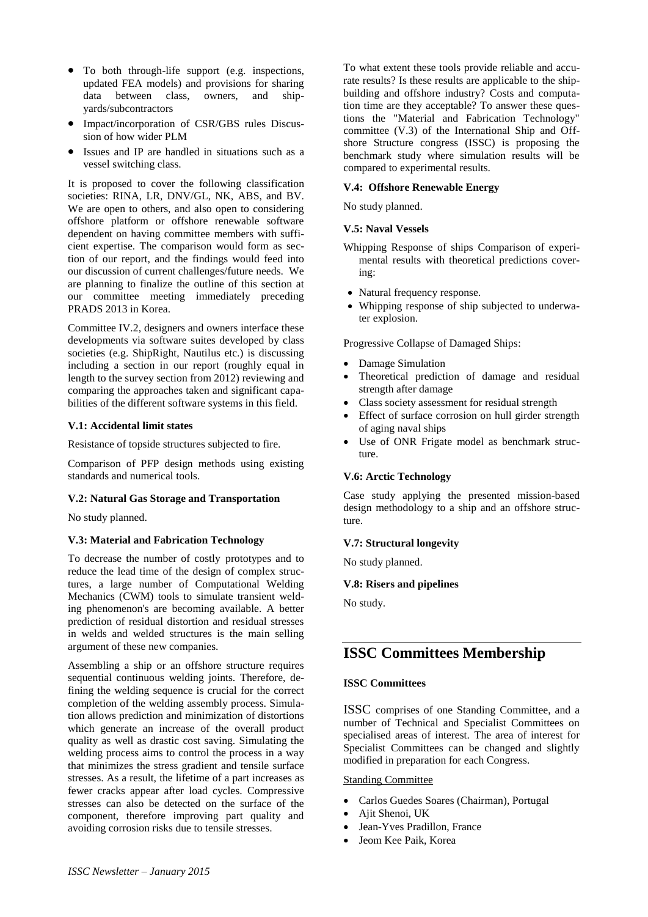- To both through-life support (e.g. inspections, updated FEA models) and provisions for sharing data between class, owners, and shipyards/subcontractors
- Impact/incorporation of CSR/GBS rules Discussion of how wider PLM
- Issues and IP are handled in situations such as a vessel switching class.

It is proposed to cover the following classification societies: RINA, LR, DNV/GL, NK, ABS, and BV. We are open to others, and also open to considering offshore platform or offshore renewable software dependent on having committee members with sufficient expertise. The comparison would form as section of our report, and the findings would feed into our discussion of current challenges/future needs. We are planning to finalize the outline of this section at our committee meeting immediately preceding PRADS 2013 in Korea.

Committee IV.2, designers and owners interface these developments via software suites developed by class societies (e.g. ShipRight, Nautilus etc.) is discussing including a section in our report (roughly equal in length to the survey section from 2012) reviewing and comparing the approaches taken and significant capabilities of the different software systems in this field.

#### V.1: Accidental limit states

Resistance of topside structures subjected to fire.

Comparison of PFP design methods using existing standards and numerical tools.

#### V.2: Natural Gas Storage and Transportation

No study planned.

#### V.3: Material and Fabrication Technology

To decrease the number of costly prototypes and to reduce the lead time of the design of complex structures, a large number of Computational Welding Mechanics (CWM) tools to simulate transient welding phenomenon's are becoming available. A better prediction of residual distortion and residual stresses in welds and welded structures is the main selling argument of these new companies.

Assembling a ship or an offshore structure requires sequential continuous welding joints. Therefore, defining the welding sequence is crucial for the correct completion of the welding assembly process. Simulation allows prediction and minimization of distortions which generate an increase of the overall product quality as well as drastic cost saving. Simulating the welding process aims to control the process in a way that minimizes the stress gradient and tensile surface stresses. As a result, the lifetime of a part increases as fewer cracks appear after load cycles. Compressive stresses can also be detected on the surface of the component, therefore improving part quality and avoiding corrosion risks due to tensile stresses.

To what extent these tools provide reliable and accurate results? Is these results are applicable to the shipbuilding and offshore industry? Costs and computation time are they acceptable? To answer these questions the "Material and Fabrication Technology" committee (V.3) of the International Ship and Offshore Structure congress (ISSC) is proposing the benchmark study where simulation results will be compared to experimental results.

#### V.4: Offshore Renewable Energy

No study planned.

#### V.5: Naval Vessels

Whipping Response of ships Comparison of experimental results with theoretical predictions covering:

- Natural frequency response.
- Whipping response of ship subjected to underwater explosion.

Progressive Collapse of Damaged Ships:

- Damage Simulation
- Theoretical prediction of damage and residual strength after damage
- Class society assessment for residual strength
- Effect of surface corrosion on hull girder strength of aging naval ships
- Use of ONR Frigate model as benchmark structure.

#### V.6: Arctic Technology

Case study applying the presented mission-based design methodology to a ship and an offshore structure.

#### V.7: Structural longevity

No study planned.

#### V.8: Risers and pipelines

No study.

# ISSC Committees Membership

#### ISSC Committees

ISSC comprises of one Standing Committee, and a number of Technical and Specialist Committees on specialised areas of interest. The area of interest for Specialist Committees can be changed and slightly modified in preparation for each Congress.

Standing Committee

- Carlos Guedes Soares (Chairman), Portugal
- Ajit Shenoi, UK
- Jean-Yves Pradillon, France
- Jeom Kee Paik, Korea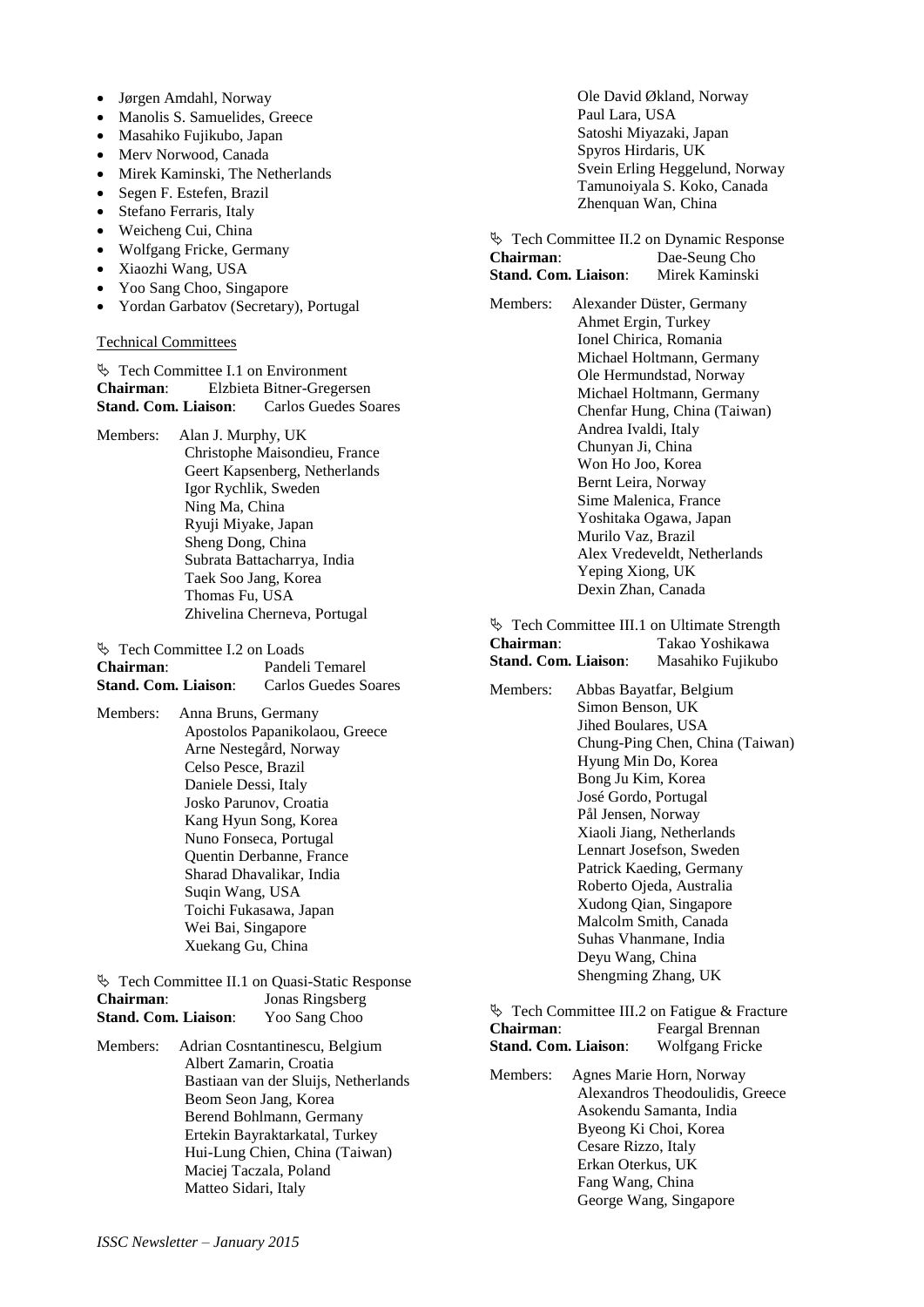- Jørgen Amdahl, Norway
- Manolis S. Samuelides, Greece
- Masahiko Fujikubo, Japan
- Merv Norwood, Canada
- Mirek Kaminski, The Netherlands
- Segen F. Estefen, Brazil
- Stefano Ferraris, Italy
- Weicheng Cui, China
- Wolfgang Fricke, Germany
- Xiaozhi Wang, USA
- Yoo Sang Choo, Singapore
- Yordan Garbatov (Secretary), Portugal

Technical Committees

✎ Tech Committee I.1 on Environment
**Chairman**: Elzbieta Bitner-Gregersen
**Stand. Com. Liaison**: Carlos Guedes Soares

Members: Alan J. Murphy, UK
Christophe Maisondieu, France
Geert Kapsenberg, Netherlands
Igor Rychlik, Sweden
Ning Ma, China
Ryuji Miyake, Japan
Sheng Dong, China
Subrata Battacharrya, India
Taek Soo Jang, Korea
Thomas Fu, USA
Zhivelina Cherneva, Portugal

✎ Tech Committee I.2 on Loads
**Chairman**: Pandeli Temarel
**Stand. Com. Liaison**: Carlos Guedes Soares

Members: Anna Bruns, Germany
Apostolos Papanikolaou, Greece
Arne Nestegård, Norway
Celso Pesce, Brazil
Daniele Dessi, Italy
Josko Parunov, Croatia
Kang Hyun Song, Korea
Nuno Fonseca, Portugal
Quentin Derbanne, France
Sharad Dhavalikar, India
Suqin Wang, USA
Toichi Fukasawa, Japan
Wei Bai, Singapore
Xuekang Gu, China

✎ Tech Committee II.1 on Quasi-Static Response
**Chairman**: Jonas Ringsberg
**Stand. Com. Liaison**: Yoo Sang Choo

Members: Adrian Cosntantinescu, Belgium
Albert Zamarin, Croatia
Bastiaan van der Sluijs, Netherlands
Beom Seon Jang, Korea
Berend Bohlmann, Germany
Ertekin Bayraktarkatal, Turkey
Hui-Lung Chien, China (Taiwan)
Maciej Taczala, Poland
Matteo Sidari, Italy
Ole David Økland, Norway
Paul Lara, USA
Satoshi Miyazaki, Japan
Spyros Hirdaris, UK
Svein Erling Heggelund, Norway
Tamunoiyala S. Koko, Canada
Zhenquan Wan, China

✎ Tech Committee II.2 on Dynamic Response
**Chairman**: Dae-Seung Cho
**Stand. Com. Liaison**: Mirek Kaminski

Members: Alexander Düster, Germany
Ahmet Ergin, Turkey
Ionel Chirica, Romania
Michael Holtmann, Germany
Ole Hermundstad, Norway
Michael Holtmann, Germany
Chenfar Hung, China (Taiwan)
Andrea Ivaldi, Italy
Chunyan Ji, China
Won Ho Joo, Korea
Bernt Leira, Norway
Sime Malenica, France
Yoshitaka Ogawa, Japan
Murilo Vaz, Brazil
Alex Vredeveldt, Netherlands
Yeping Xiong, UK
Dexin Zhan, Canada

✎ Tech Committee III.1 on Ultimate Strength
**Chairman**: Takao Yoshikawa
**Stand. Com. Liaison**: Masahiko Fujikubo

Members: Abbas Bayatfar, Belgium
Simon Benson, UK
Jihed Boulares, USA
Chung-Ping Chen, China (Taiwan)
Hyung Min Do, Korea
Bong Ju Kim, Korea
José Gordo, Portugal
Pål Jensen, Norway
Xiaoli Jiang, Netherlands
Lennart Josefson, Sweden
Patrick Kaeding, Germany
Roberto Ojeda, Australia
Xudong Qian, Singapore
Malcolm Smith, Canada
Suhas Vhanmane, India
Deyu Wang, China
Shengming Zhang, UK

✎ Tech Committee III.2 on Fatigue & Fracture
**Chairman**: Feargal Brennan
**Stand. Com. Liaison**: Wolfgang Fricke

Members: Agnes Marie Horn, Norway
Alexandros Theodoulidis, Greece
Asokendu Samanta, India
Byeong Ki Choi, Korea
Cesare Rizzo, Italy
Erkan Oterkus, UK
Fang Wang, China
George Wang, Singapore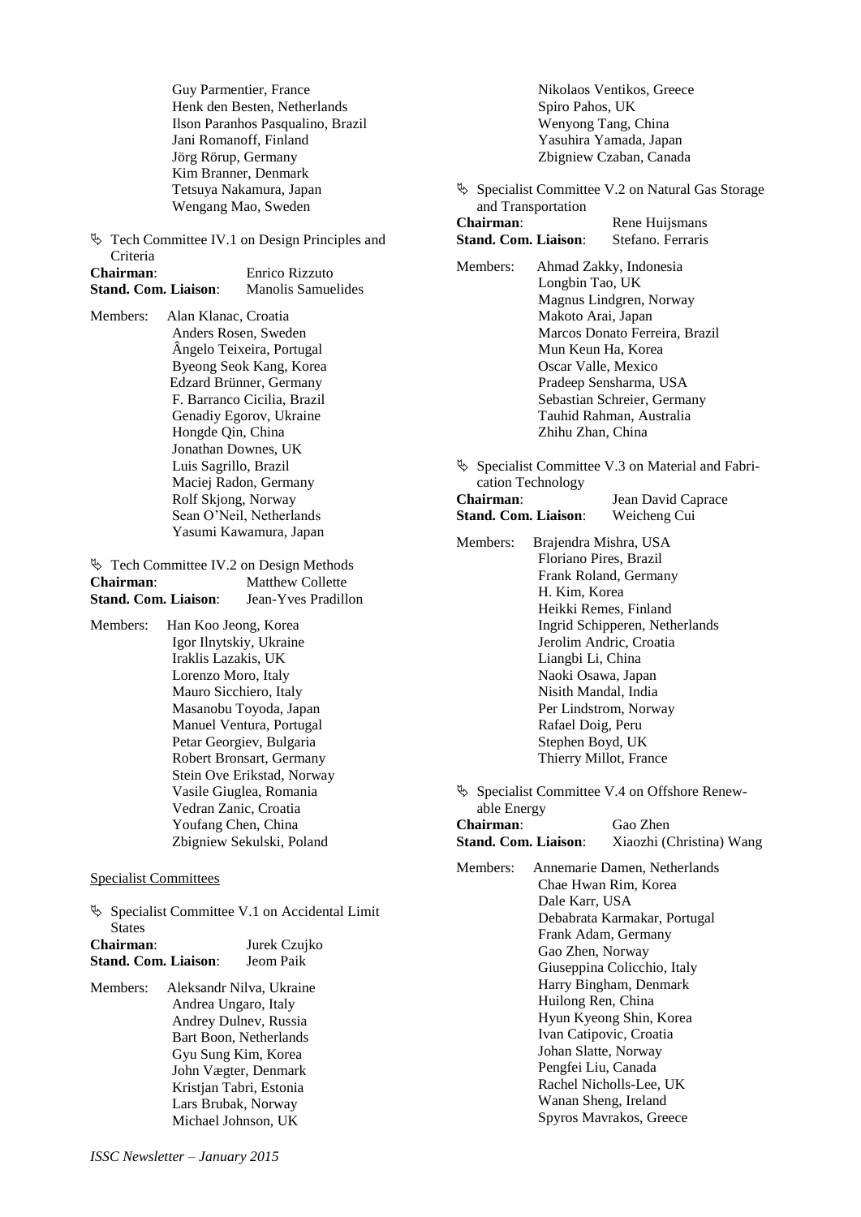Guy Parmentier, France
Henk den Besten, Netherlands
Ilson Paranhos Pasqualino, Brazil
Jani Romanoff, Finland
Jörg Rörup, Germany
Kim Branner, Denmark
Tetsuya Nakamura, Japan
Wengang Mao, Sweden

✎ Tech Committee IV.1 on Design Principles and Criteria

**Chairman**: Enrico Rizzuto
**Stand. Com. Liaison**: Manolis Samuelides

Members: Alan Klanac, Croatia
Anders Rosen, Sweden
Ângelo Teixeira, Portugal
Byeong Seok Kang, Korea
Edzard Brünner, Germany
F. Barranco Cicilia, Brazil
Genadiy Egorov, Ukraine
Hongde Qin, China
Jonathan Downes, UK
Luis Sagrillo, Brazil
Maciej Radon, Germany
Rolf Skjong, Norway
Sean O'Neil, Netherlands
Yasumi Kawamura, Japan

✎ Tech Committee IV.2 on Design Methods

**Chairman**: Matthew Collette
**Stand. Com. Liaison**: Jean-Yves Pradillon

Members: Han Koo Jeong, Korea
Igor Ilnytskiy, Ukraine
Iraklis Lazakis, UK
Lorenzo Moro, Italy
Mauro Sicchiero, Italy
Masanobu Toyoda, Japan
Manuel Ventura, Portugal
Petar Georgiev, Bulgaria
Robert Bronsart, Germany
Stein Ove Erikstad, Norway
Vasile Giuglea, Romania
Vedran Zanic, Croatia
Youfang Chen, China
Zbigniew Sekulski, Poland

Specialist Committees

✎ Specialist Committee V.1 on Accidental Limit States

**Chairman**: Jurek Czujko
**Stand. Com. Liaison**: Jeom Paik

Members: Aleksandr Nilva, Ukraine
Andrea Ungaro, Italy
Andrey Dulnev, Russia
Bart Boon, Netherlands
Gyu Sung Kim, Korea
John Vægter, Denmark
Kristjan Tabri, Estonia
Lars Brubak, Norway
Michael Johnson, UK
Nikolaos Ventikos, Greece
Spiro Pahos, UK
Wenyong Tang, China
Yasuhira Yamada, Japan
Zbigniew Czaban, Canada

✎ Specialist Committee V.2 on Natural Gas Storage and Transportation

**Chairman**: Rene Huijsmans
**Stand. Com. Liaison**: Stefano. Ferraris

Members: Ahmad Zakky, Indonesia
Longbin Tao, UK
Magnus Lindgren, Norway
Makoto Arai, Japan
Marcos Donato Ferreira, Brazil
Mun Keun Ha, Korea
Oscar Valle, Mexico
Pradeep Sensharma, USA
Sebastian Schreier, Germany
Tauhid Rahman, Australia
Zhihu Zhan, China

✎ Specialist Committee V.3 on Material and Fabrication Technology

**Chairman**: Jean David Caprace
**Stand. Com. Liaison**: Weicheng Cui

Members: Brajendra Mishra, USA
Floriano Pires, Brazil
Frank Roland, Germany
H. Kim, Korea
Heikki Remes, Finland
Ingrid Schipperen, Netherlands
Jerolim Andric, Croatia
Liangbi Li, China
Naoki Osawa, Japan
Nisith Mandal, India
Per Lindstrom, Norway
Rafael Doig, Peru
Stephen Boyd, UK
Thierry Millot, France

✎ Specialist Committee V.4 on Offshore Renewable Energy

**Chairman**: Gao Zhen
**Stand. Com. Liaison**: Xiaozhi (Christina) Wang

Members: Annemarie Damen, Netherlands
Chae Hwan Rim, Korea
Dale Karr, USA
Debabrata Karmakar, Portugal
Frank Adam, Germany
Gao Zhen, Norway
Giuseppina Colicchio, Italy
Harry Bingham, Denmark
Huilong Ren, China
Hyun Kyeong Shin, Korea
Ivan Catipovic, Croatia
Johan Slatte, Norway
Pengfei Liu, Canada
Rachel Nicholls-Lee, UK
Wanan Sheng, Ireland
Spyros Mavrakos, Greece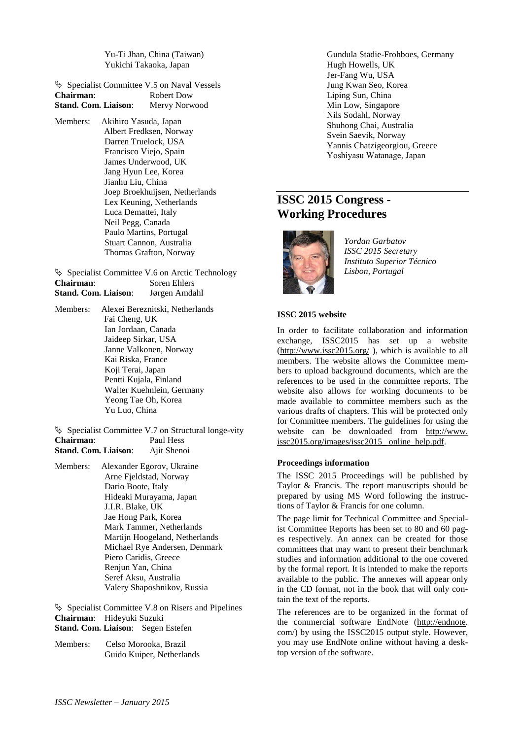Yu-Ti Jhan, China (Taiwan)
Yukichi Takaoka, Japan

✎ Specialist Committee V.5 on Naval Vessels
**Chairman**: Robert Dow
**Stand. Com. Liaison**: Mervy Norwood

Members: Akihiro Yasuda, Japan
Albert Fredksen, Norway
Darren Truelock, USA
Francisco Viejo, Spain
James Underwood, UK
Jang Hyun Lee, Korea
Jianhu Liu, China
Joep Broekhuijsen, Netherlands
Lex Keuning, Netherlands
Luca Demattei, Italy
Neil Pegg, Canada
Paulo Martins, Portugal
Stuart Cannon, Australia
Thomas Grafton, Norway

✎ Specialist Committee V.6 on Arctic Technology
**Chairman**: Soren Ehlers
**Stand. Com. Liaison**: Jørgen Amdahl

Members: Alexei Bereznitski, Netherlands
Fai Cheng, UK
Ian Jordaan, Canada
Jaideep Sirkar, USA
Janne Valkonen, Norway
Kai Riska, France
Koji Terai, Japan
Pentti Kujala, Finland
Walter Kuehnlein, Germany
Yeong Tae Oh, Korea
Yu Luo, China

✎ Specialist Committee V.7 on Structural longe-vity
**Chairman**: Paul Hess
**Stand. Com. Liaison**: Ajit Shenoi

Members: Alexander Egorov, Ukraine
Arne Fjeldstad, Norway
Dario Boote, Italy
Hideaki Murayama, Japan
J.I.R. Blake, UK
Jae Hong Park, Korea
Mark Tammer, Netherlands
Martijn Hoogeland, Netherlands
Michael Rye Andersen, Denmark
Piero Caridis, Greece
Renjun Yan, China
Seref Aksu, Australia
Valery Shaposhnikov, Russia

✎ Specialist Committee V.8 on Risers and Pipelines
**Chairman**: Hideyuki Suzuki
**Stand. Com. Liaison**: Segen Estefen

Members: Celso Morooka, Brazil
Guido Kuiper, Netherlands
Gundula Stadie-Frohboes, Germany
Hugh Howells, UK
Jer-Fang Wu, USA
Jung Kwan Seo, Korea
Liping Sun, China
Min Low, Singapore
Nils Sodahl, Norway
Shuhong Chai, Australia
Svein Saevik, Norway
Yannis Chatzigeorgiou, Greece
Yoshiyasu Watanage, Japan

## ISSC 2015 Congress - Working Procedures

*Yordan Garbatov*
*ISSC 2015 Secretary*
*Instituto Superior Técnico*
*Lisbon, Portugal*

### ISSC 2015 website

In order to facilitate collaboration and information exchange, ISSC2015 has set up a website (http://www.issc2015.org/ ), which is available to all members. The website allows the Committee members to upload background documents, which are the references to be used in the committee reports. The website also allows for working documents to be made available to committee members such as the various drafts of chapters. This will be protected only for Committee members. The guidelines for using the website can be downloaded from http://www.issc2015.org/images/issc2015_ online_help.pdf.

### Proceedings information

The ISSC 2015 Proceedings will be published by Taylor & Francis. The report manuscripts should be prepared by using MS Word following the instructions of Taylor & Francis for one column.

The page limit for Technical Committee and Specialist Committee Reports has been set to 80 and 60 pages respectively. An annex can be created for those committees that may want to present their benchmark studies and information additional to the one covered by the formal report. It is intended to make the reports available to the public. The annexes will appear only in the CD format, not in the book that will only contain the text of the reports.

The references are to be organized in the format of the commercial software EndNote (http://endnote.com/) by using the ISSC2015 output style. However, you may use EndNote online without having a desktop version of the software.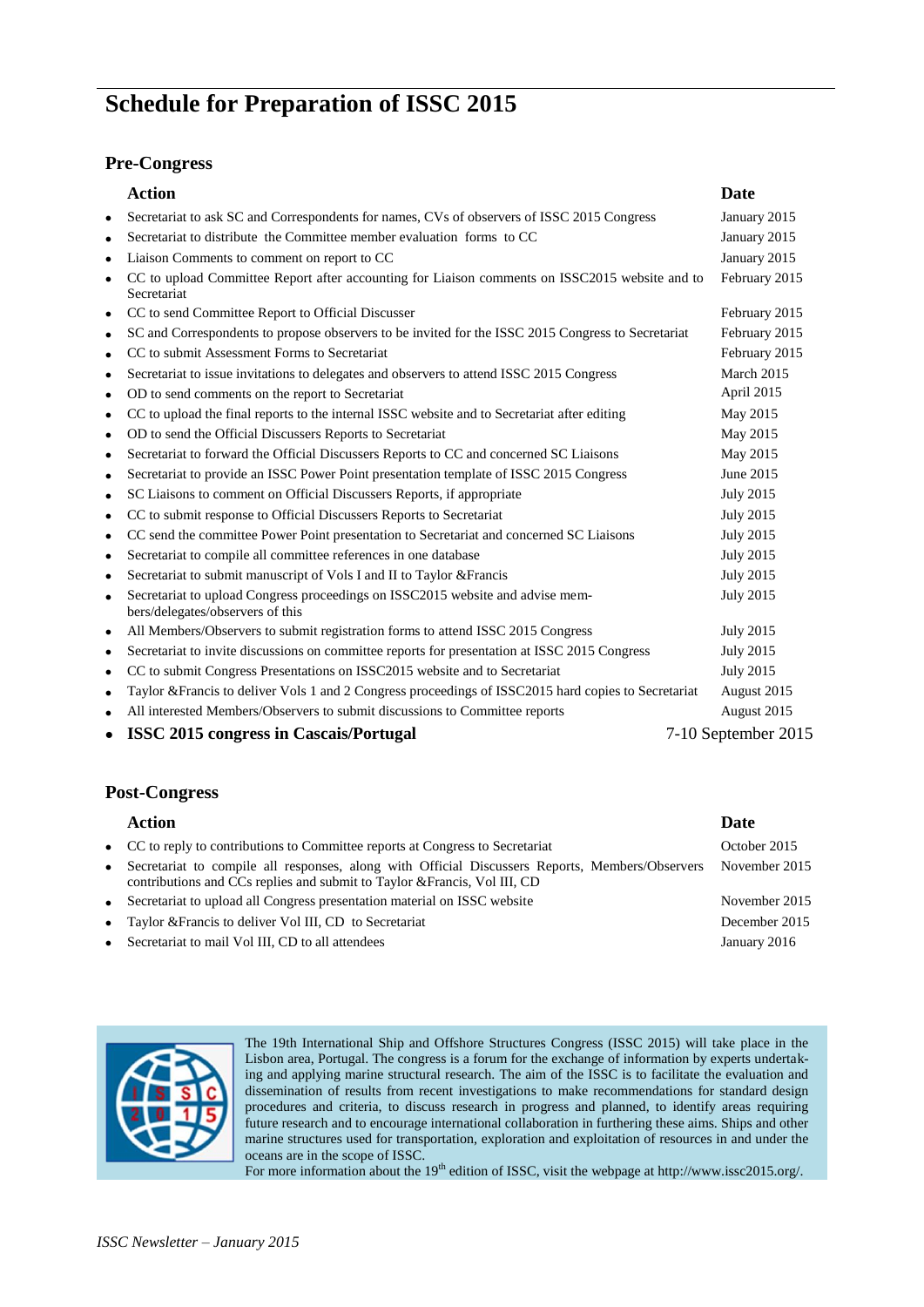# Schedule for Preparation of ISSC 2015

## Pre-Congress

| Action | Date |
|---|---|
| • Secretariat to ask SC and Correspondents for names, CVs of observers of ISSC 2015 Congress | January 2015 |
| • Secretariat to distribute the Committee member evaluation forms to CC | January 2015 |
| • Liaison Comments to comment on report to CC | January 2015 |
| • CC to upload Committee Report after accounting for Liaison comments on ISSC2015 website and to Secretariat | February 2015 |
| • CC to send Committee Report to Official Discusser | February 2015 |
| • SC and Correspondents to propose observers to be invited for the ISSC 2015 Congress to Secretariat | February 2015 |
| • CC to submit Assessment Forms to Secretariat | February 2015 |
| • Secretariat to issue invitations to delegates and observers to attend ISSC 2015 Congress | March 2015 |
| • OD to send comments on the report to Secretariat | April 2015 |
| • CC to upload the final reports to the internal ISSC website and to Secretariat after editing | May 2015 |
| • OD to send the Official Discussers Reports to Secretariat | May 2015 |
| • Secretariat to forward the Official Discussers Reports to CC and concerned SC Liaisons | May 2015 |
| • Secretariat to provide an ISSC Power Point presentation template of ISSC 2015 Congress | June 2015 |
| • SC Liaisons to comment on Official Discussers Reports, if appropriate | July 2015 |
| • CC to submit response to Official Discussers Reports to Secretariat | July 2015 |
| • CC send the committee Power Point presentation to Secretariat and concerned SC Liaisons | July 2015 |
| • Secretariat to compile all committee references in one database | July 2015 |
| • Secretariat to submit manuscript of Vols I and II to Taylor &Francis | July 2015 |
| • Secretariat to upload Congress proceedings on ISSC2015 website and advise members/delegates/observers of this | July 2015 |
| • All Members/Observers to submit registration forms to attend ISSC 2015 Congress | July 2015 |
| • Secretariat to invite discussions on committee reports for presentation at ISSC 2015 Congress | July 2015 |
| • CC to submit Congress Presentations on ISSC2015 website and to Secretariat | July 2015 |
| • Taylor &Francis to deliver Vols 1 and 2 Congress proceedings of ISSC2015 hard copies to Secretariat | August 2015 |
| • All interested Members/Observers to submit discussions to Committee reports | August 2015 |
| • **ISSC 2015 congress in Cascais/Portugal** | 7-10 September 2015 |

## Post-Congress

| Action | Date |
|---|---|
| • CC to reply to contributions to Committee reports at Congress to Secretariat | October 2015 |
| • Secretariat to compile all responses, along with Official Discussers Reports, Members/Observers contributions and CCs replies and submit to Taylor &Francis, Vol III, CD | November 2015 |
| • Secretariat to upload all Congress presentation material on ISSC website | November 2015 |
| • Taylor &Francis to deliver Vol III, CD to Secretariat | December 2015 |
| • Secretariat to mail Vol III, CD to all attendees | January 2016 |

The 19th International Ship and Offshore Structures Congress (ISSC 2015) will take place in the Lisbon area, Portugal. The congress is a forum for the exchange of information by experts undertaking and applying marine structural research. The aim of the ISSC is to facilitate the evaluation and dissemination of results from recent investigations to make recommendations for standard design procedures and criteria, to discuss research in progress and planned, to identify areas requiring future research and to encourage international collaboration in furthering these aims. Ships and other marine structures used for transportation, exploration and exploitation of resources in and under the oceans are in the scope of ISSC.
For more information about the 19th edition of ISSC, visit the webpage at http://www.issc2015.org/.